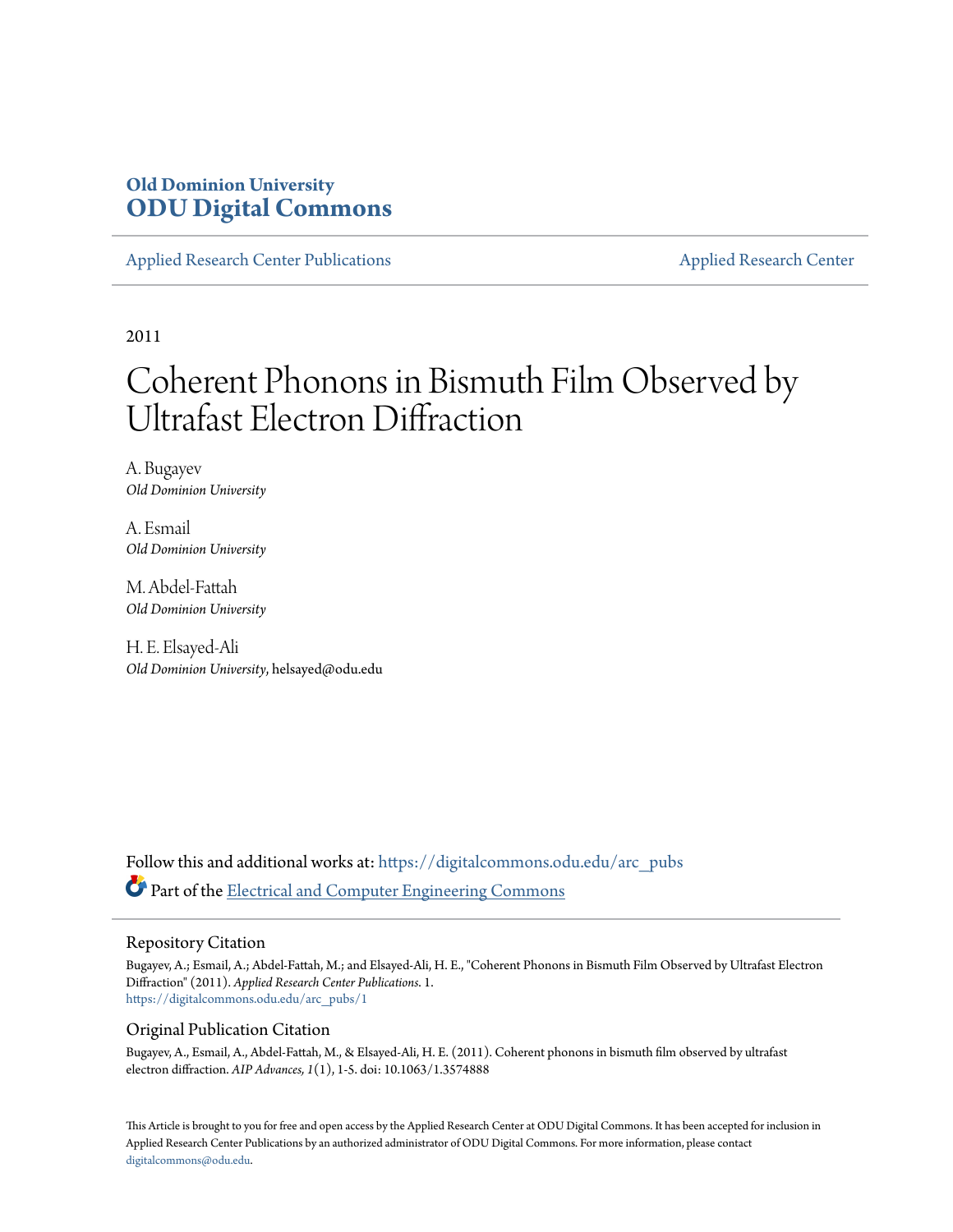# Old Dominion University
# ODU Digital Commons

Applied Research Center Publications

Applied Research Center

2011

# Coherent Phonons in Bismuth Film Observed by Ultrafast Electron Diffraction

A. Bugayev
*Old Dominion University*

A. Esmail
*Old Dominion University*

M. Abdel-Fattah
*Old Dominion University*

H. E. Elsayed-Ali
*Old Dominion University*, helsayed@odu.edu

Follow this and additional works at: https://digitalcommons.odu.edu/arc_pubs

Part of the Electrical and Computer Engineering Commons

## Repository Citation

Bugayev, A.; Esmail, A.; Abdel-Fattah, M.; and Elsayed-Ali, H. E., "Coherent Phonons in Bismuth Film Observed by Ultrafast Electron Diffraction" (2011). *Applied Research Center Publications*. 1.
https://digitalcommons.odu.edu/arc_pubs/1

## Original Publication Citation

Bugayev, A., Esmail, A., Abdel-Fattah, M., & Elsayed-Ali, H. E. (2011). Coherent phonons in bismuth film observed by ultrafast electron diffraction. *AIP Advances, 1*(1), 1-5. doi: 10.1063/1.3574888

This Article is brought to you for free and open access by the Applied Research Center at ODU Digital Commons. It has been accepted for inclusion in Applied Research Center Publications by an authorized administrator of ODU Digital Commons. For more information, please contact digitalcommons@odu.edu.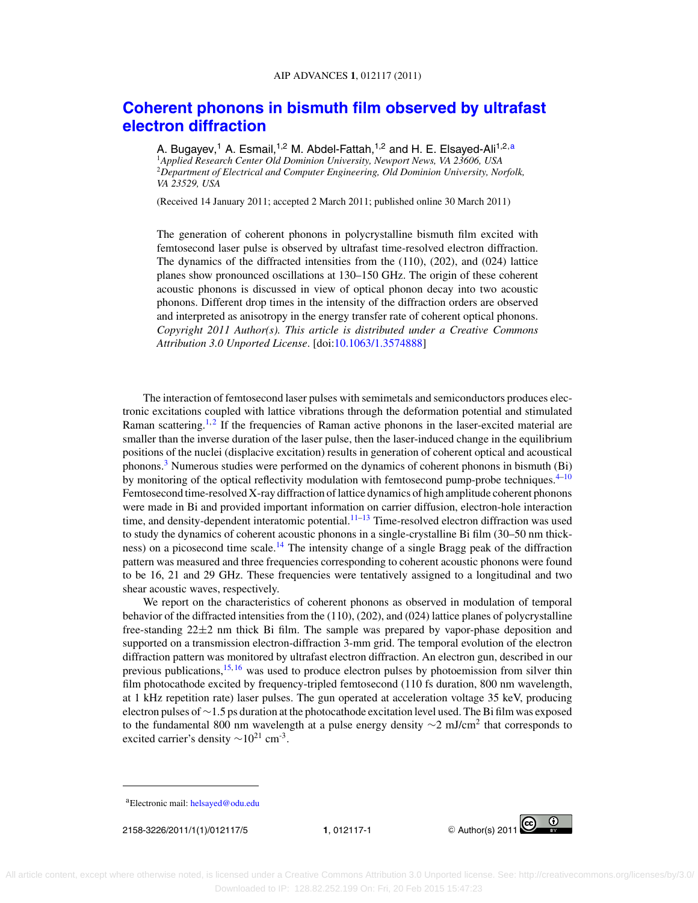# Coherent phonons in bismuth film observed by ultrafast electron diffraction

A. Bugayev,[1] A. Esmail,[1,2] M. Abdel-Fattah,[1,2] and H. E. Elsayed-Ali[1,2,a]

[1]*Applied Research Center Old Dominion University, Newport News, VA 23606, USA*
[2]*Department of Electrical and Computer Engineering, Old Dominion University, Norfolk, VA 23529, USA*

(Received 14 January 2011; accepted 2 March 2011; published online 30 March 2011)

The generation of coherent phonons in polycrystalline bismuth film excited with femtosecond laser pulse is observed by ultrafast time-resolved electron diffraction. The dynamics of the diffracted intensities from the (110), (202), and (024) lattice planes show pronounced oscillations at 130–150 GHz. The origin of these coherent acoustic phonons is discussed in view of optical phonon decay into two acoustic phonons. Different drop times in the intensity of the diffraction orders are observed and interpreted as anisotropy in the energy transfer rate of coherent optical phonons. *Copyright 2011 Author(s). This article is distributed under a Creative Commons Attribution 3.0 Unported License*. [doi:10.1063/1.3574888]

The interaction of femtosecond laser pulses with semimetals and semiconductors produces electronic excitations coupled with lattice vibrations through the deformation potential and stimulated Raman scattering.[1,2] If the frequencies of Raman active phonons in the laser-excited material are smaller than the inverse duration of the laser pulse, then the laser-induced change in the equilibrium positions of the nuclei (displacive excitation) results in generation of coherent optical and acoustical phonons.[3] Numerous studies were performed on the dynamics of coherent phonons in bismuth (Bi) by monitoring of the optical reflectivity modulation with femtosecond pump-probe techniques.[4–10] Femtosecond time-resolved X-ray diffraction of lattice dynamics of high amplitude coherent phonons were made in Bi and provided important information on carrier diffusion, electron-hole interaction time, and density-dependent interatomic potential.[11–13] Time-resolved electron diffraction was used to study the dynamics of coherent acoustic phonons in a single-crystalline Bi film (30–50 nm thickness) on a picosecond time scale.[14] The intensity change of a single Bragg peak of the diffraction pattern was measured and three frequencies corresponding to coherent acoustic phonons were found to be 16, 21 and 29 GHz. These frequencies were tentatively assigned to a longitudinal and two shear acoustic waves, respectively.

We report on the characteristics of coherent phonons as observed in modulation of temporal behavior of the diffracted intensities from the (110), (202), and (024) lattice planes of polycrystalline free-standing 22±2 nm thick Bi film. The sample was prepared by vapor-phase deposition and supported on a transmission electron-diffraction 3-mm grid. The temporal evolution of the electron diffraction pattern was monitored by ultrafast electron diffraction. An electron gun, described in our previous publications,[15,16] was used to produce electron pulses by photoemission from silver thin film photocathode excited by frequency-tripled femtosecond (110 fs duration, 800 nm wavelength, at 1 kHz repetition rate) laser pulses. The gun operated at acceleration voltage 35 keV, producing electron pulses of ∼1.5 ps duration at the photocathode excitation level used. The Bi film was exposed to the fundamental 800 nm wavelength at a pulse energy density ∼2 mJ/cm$^2$ that corresponds to excited carrier's density ∼10$^{21}$ cm$^{-3}$.

[a]Electronic mail: helsayed@odu.edu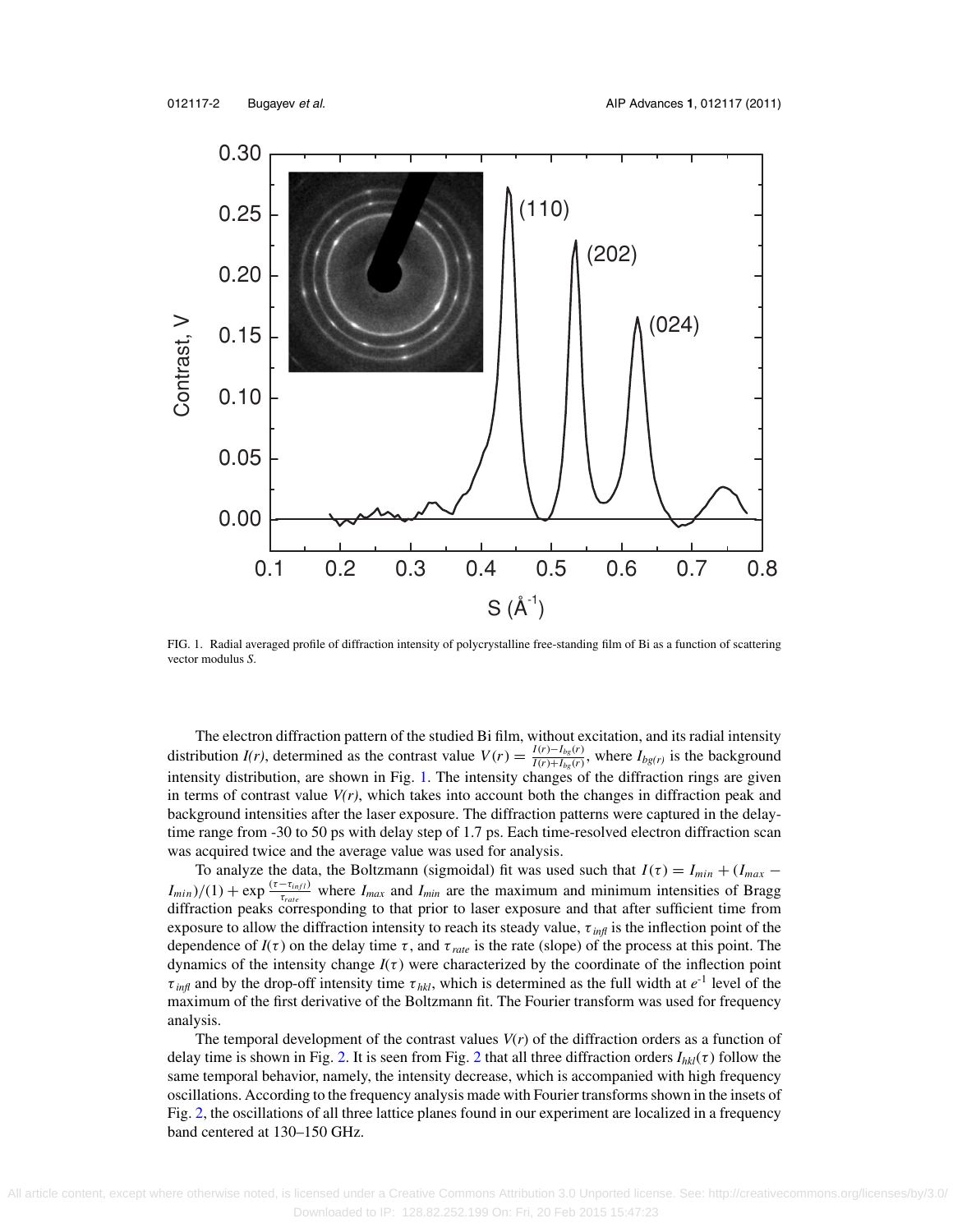FIG. 1. Radial averaged profile of diffraction intensity of polycrystalline free-standing film of Bi as a function of scattering vector modulus *S*.

The electron diffraction pattern of the studied Bi film, without excitation, and its radial intensity distribution *I(r)*, determined as the contrast value $V(r) = \frac{I(r)-I_{bg}(r)}{I(r)+I_{bg}(r)}$, where $I_{bg(r)}$ is the background intensity distribution, are shown in Fig. 1. The intensity changes of the diffraction rings are given in terms of contrast value *V(r)*, which takes into account both the changes in diffraction peak and background intensities after the laser exposure. The diffraction patterns were captured in the delay-time range from -30 to 50 ps with delay step of 1.7 ps. Each time-resolved electron diffraction scan was acquired twice and the average value was used for analysis.

To analyze the data, the Boltzmann (sigmoidal) fit was used such that $I(\tau) = I_{min} + (I_{max} - I_{min})/(1) + \exp\frac{(\tau - \tau_{infl})}{\tau_{rate}}$ where $I_{max}$ and $I_{min}$ are the maximum and minimum intensities of Bragg diffraction peaks corresponding to that prior to laser exposure and that after sufficient time from exposure to allow the diffraction intensity to reach its steady value, $\tau_{infl}$ is the inflection point of the dependence of $I(\tau)$ on the delay time $\tau$, and $\tau_{rate}$ is the rate (slope) of the process at this point. The dynamics of the intensity change $I(\tau)$ were characterized by the coordinate of the inflection point $\tau_{infl}$ and by the drop-off intensity time $\tau_{hkl}$, which is determined as the full width at $e^{-1}$ level of the maximum of the first derivative of the Boltzmann fit. The Fourier transform was used for frequency analysis.

The temporal development of the contrast values *V*(*r*) of the diffraction orders as a function of delay time is shown in Fig. 2. It is seen from Fig. 2 that all three diffraction orders $I_{hkl}(\tau)$ follow the same temporal behavior, namely, the intensity decrease, which is accompanied with high frequency oscillations. According to the frequency analysis made with Fourier transforms shown in the insets of Fig. 2, the oscillations of all three lattice planes found in our experiment are localized in a frequency band centered at 130–150 GHz.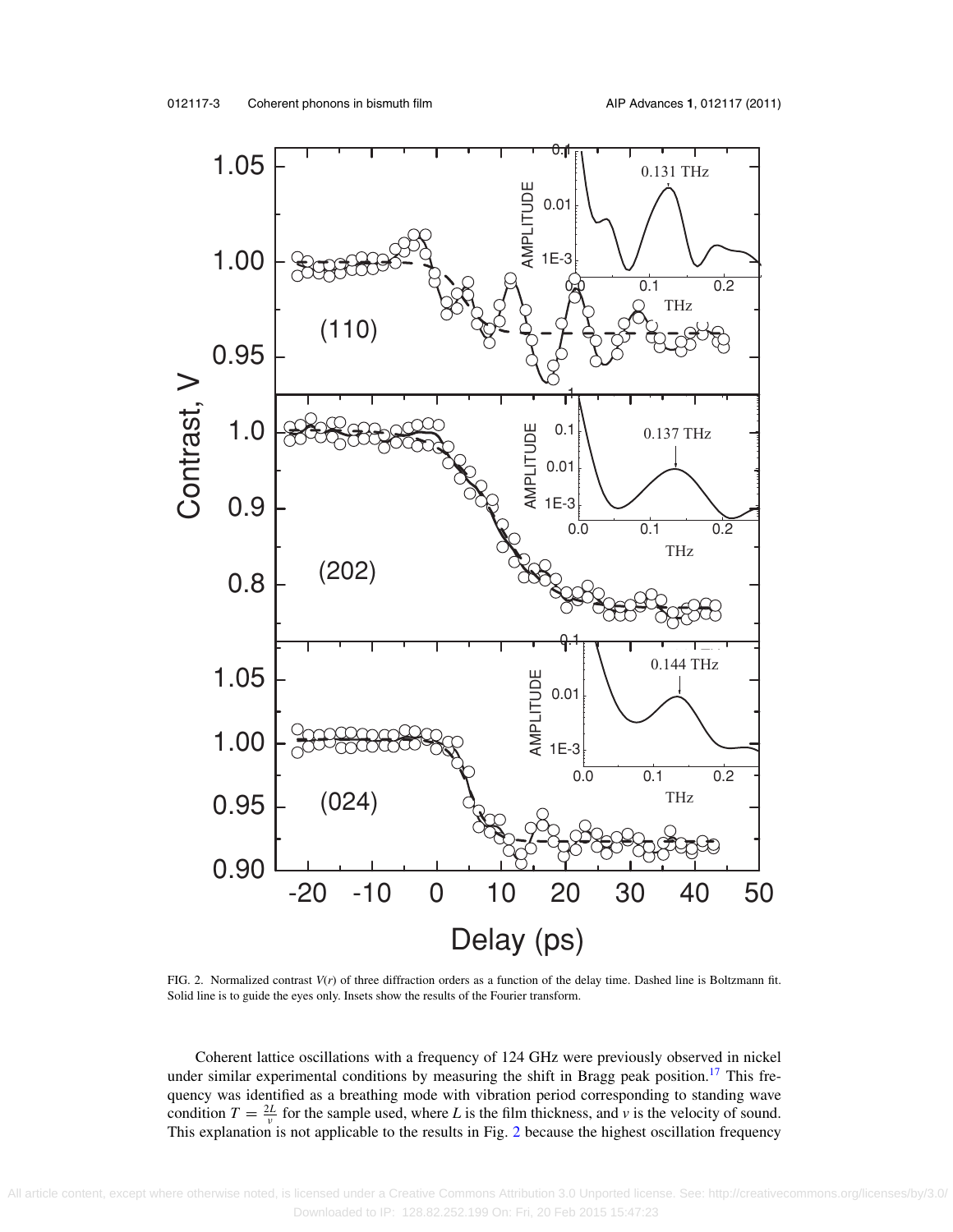FIG. 2. Normalized contrast $V(r)$ of three diffraction orders as a function of the delay time. Dashed line is Boltzmann fit. Solid line is to guide the eyes only. Insets show the results of the Fourier transform.

Coherent lattice oscillations with a frequency of 124 GHz were previously observed in nickel under similar experimental conditions by measuring the shift in Bragg peak position.[17] This frequency was identified as a breathing mode with vibration period corresponding to standing wave condition $T = \frac{2L}{v}$ for the sample used, where $L$ is the film thickness, and $v$ is the velocity of sound. This explanation is not applicable to the results in Fig. 2 because the highest oscillation frequency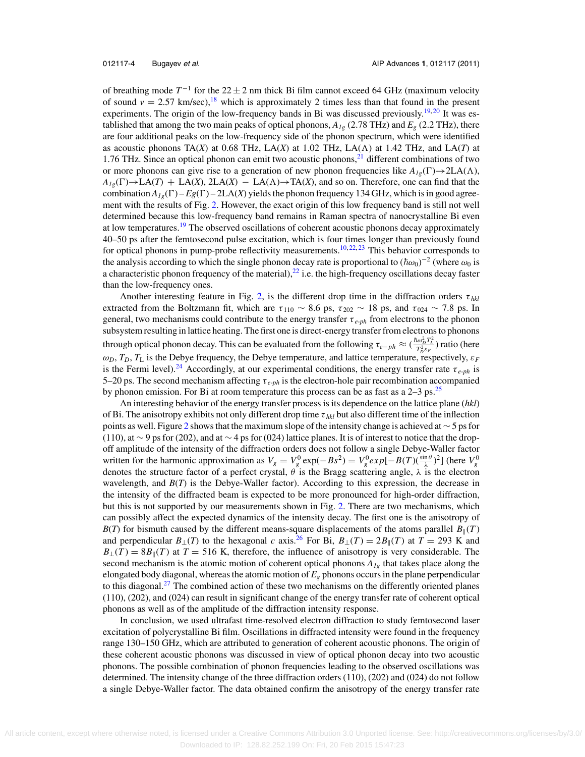of breathing mode $T^{-1}$ for the $22 \pm 2$ nm thick Bi film cannot exceed 64 GHz (maximum velocity of sound $v = 2.57$ km/sec),[18] which is approximately 2 times less than that found in the present experiments. The origin of the low-frequency bands in Bi was discussed previously.[19,20] It was established that among the two main peaks of optical phonons, $A_{1g}$ (2.78 THz) and $E_g$ (2.2 THz), there are four additional peaks on the low-frequency side of the phonon spectrum, which were identified as acoustic phonons TA($X$) at 0.68 THz, LA($X$) at 1.02 THz, LA($\Lambda$) at 1.42 THz, and LA($T$) at 1.76 THz. Since an optical phonon can emit two acoustic phonons,[21] different combinations of two or more phonons can give rise to a generation of new phonon frequencies like $A_{1g}(\Gamma) \rightarrow 2\text{LA}(\Lambda)$, $A_{1g}(\Gamma) \rightarrow \text{LA}(T) + \text{LA}(X)$, $2\text{LA}(X) - \text{LA}(\Lambda) \rightarrow \text{TA}(X)$, and so on. Therefore, one can find that the combination $A_{1g}(\Gamma) - Eg(\Gamma) - 2\text{LA}(X)$ yields the phonon frequency 134 GHz, which is in good agreement with the results of Fig. 2. However, the exact origin of this low frequency band is still not well determined because this low-frequency band remains in Raman spectra of nanocrystalline Bi even at low temperatures.[19] The observed oscillations of coherent acoustic phonons decay approximately 40–50 ps after the femtosecond pulse excitation, which is four times longer than previously found for optical phonons in pump-probe reflectivity measurements.[10,22,23] This behavior corresponds to the analysis according to which the single phonon decay rate is proportional to $(\hbar\omega_0)^{-2}$ (where $\omega_0$ is a characteristic phonon frequency of the material),[22] i.e. the high-frequency oscillations decay faster than the low-frequency ones.

Another interesting feature in Fig. 2, is the different drop time in the diffraction orders $\tau_{hkl}$ extracted from the Boltzmann fit, which are $\tau_{110} \sim 8.6$ ps, $\tau_{202} \sim 18$ ps, and $\tau_{024} \sim 7.8$ ps. In general, two mechanisms could contribute to the energy transfer $\tau_{e\text{-}ph}$ from electrons to the phonon subsystem resulting in lattice heating. The first one is direct-energy transfer from electrons to phonons through optical phonon decay. This can be evaluated from the following $\tau_{e-ph} \approx (\frac{\hbar\omega_D^2 T_L^2}{T_D^2 \varepsilon_F})$ ratio (here $\omega_D$, $T_D$, $T_L$ is the Debye frequency, the Debye temperature, and lattice temperature, respectively, $\varepsilon_F$ is the Fermi level).[24] Accordingly, at our experimental conditions, the energy transfer rate $\tau_{e\text{-}ph}$ is 5–20 ps. The second mechanism affecting $\tau_{e\text{-}ph}$ is the electron-hole pair recombination accompanied by phonon emission. For Bi at room temperature this process can be as fast as a 2–3 ps.[25]

An interesting behavior of the energy transfer process is its dependence on the lattice plane ($hkl$) of Bi. The anisotropy exhibits not only different drop time $\tau_{hkl}$ but also different time of the inflection points as well. Figure 2 shows that the maximum slope of the intensity change is achieved at $\sim 5$ ps for (110), at $\sim 9$ ps for (202), and at $\sim 4$ ps for (024) lattice planes. It is of interest to notice that the drop-off amplitude of the intensity of the diffraction orders does not follow a single Debye-Waller factor written for the harmonic approximation as $V_g = V_g^0 \exp(-Bs^2) = V_g^0 exp[-B(T)(\frac{\sin\theta}{\lambda})^2]$ (here $V_g^0$ denotes the structure factor of a perfect crystal, $\theta$ is the Bragg scattering angle, $\lambda$ is the electron wavelength, and $B(T)$ is the Debye-Waller factor). According to this expression, the decrease in the intensity of the diffracted beam is expected to be more pronounced for high-order diffraction, but this is not supported by our measurements shown in Fig. 2. There are two mechanisms, which can possibly affect the expected dynamics of the intensity decay. The first one is the anisotropy of $B(T)$ for bismuth caused by the different means-square displacements of the atoms parallel $B_{\parallel}(T)$ and perpendicular $B_{\perp}(T)$ to the hexagonal $c$ axis.[26] For Bi, $B_{\perp}(T) = 2B_{\parallel}(T)$ at $T = 293$ K and $B_{\perp}(T) = 8B_{\parallel}(T)$ at $T = 516$ K, therefore, the influence of anisotropy is very considerable. The second mechanism is the atomic motion of coherent optical phonons $A_{1g}$ that takes place along the elongated body diagonal, whereas the atomic motion of $E_g$ phonons occurs in the plane perpendicular to this diagonal.[27] The combined action of these two mechanisms on the differently oriented planes (110), (202), and (024) can result in significant change of the energy transfer rate of coherent optical phonons as well as of the amplitude of the diffraction intensity response.

In conclusion, we used ultrafast time-resolved electron diffraction to study femtosecond laser excitation of polycrystalline Bi film. Oscillations in diffracted intensity were found in the frequency range 130–150 GHz, which are attributed to generation of coherent acoustic phonons. The origin of these coherent acoustic phonons was discussed in view of optical phonon decay into two acoustic phonons. The possible combination of phonon frequencies leading to the observed oscillations was determined. The intensity change of the three diffraction orders (110), (202) and (024) do not follow a single Debye-Waller factor. The data obtained confirm the anisotropy of the energy transfer rate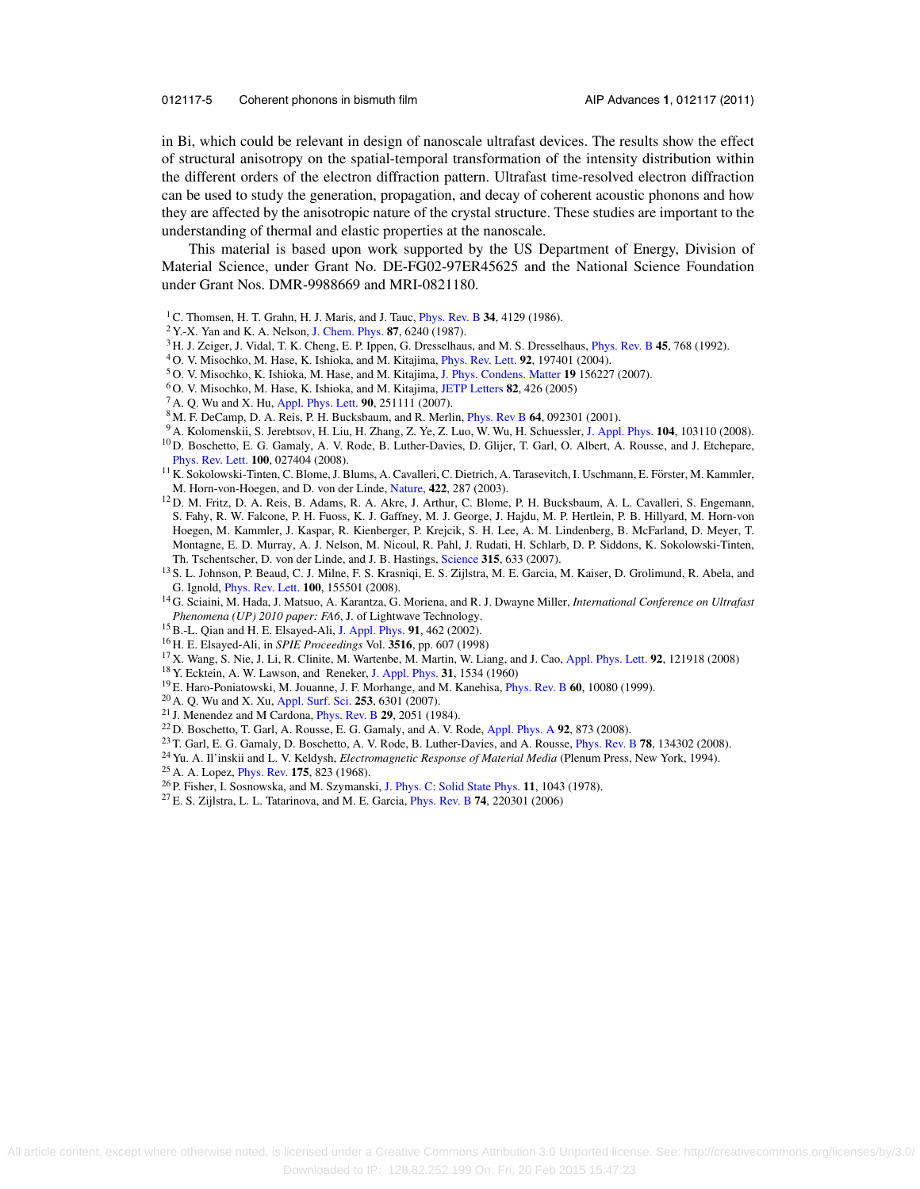in Bi, which could be relevant in design of nanoscale ultrafast devices. The results show the effect of structural anisotropy on the spatial-temporal transformation of the intensity distribution within the different orders of the electron diffraction pattern. Ultrafast time-resolved electron diffraction can be used to study the generation, propagation, and decay of coherent acoustic phonons and how they are affected by the anisotropic nature of the crystal structure. These studies are important to the understanding of thermal and elastic properties at the nanoscale.

This material is based upon work supported by the US Department of Energy, Division of Material Science, under Grant No. DE-FG02-97ER45625 and the National Science Foundation under Grant Nos. DMR-9988669 and MRI-0821180.

[1] C. Thomsen, H. T. Grahn, H. J. Maris, and J. Tauc, Phys. Rev. B **34**, 4129 (1986).
[2] Y.-X. Yan and K. A. Nelson, J. Chem. Phys. **87**, 6240 (1987).
[3] H. J. Zeiger, J. Vidal, T. K. Cheng, E. P. Ippen, G. Dresselhaus, and M. S. Dresselhaus, Phys. Rev. B **45**, 768 (1992).
[4] O. V. Misochko, M. Hase, K. Ishioka, and M. Kitajima, Phys. Rev. Lett. **92**, 197401 (2004).
[5] O. V. Misochko, K. Ishioka, M. Hase, and M. Kitajima, J. Phys. Condens. Matter **19** 156227 (2007).
[6] O. V. Misochko, M. Hase, K. Ishioka, and M. Kitajima, JETP Letters **82**, 426 (2005)
[7] A. Q. Wu and X. Hu, Appl. Phys. Lett. **90**, 251111 (2007).
[8] M. F. DeCamp, D. A. Reis, P. H. Bucksbaum, and R. Merlin, Phys. Rev B **64**, 092301 (2001).
[9] A. Kolomenskii, S. Jerebtsov, H. Liu, H. Zhang, Z. Ye, Z. Luo, W. Wu, H. Schuessler, J. Appl. Phys. **104**, 103110 (2008).
[10] D. Boschetto, E. G. Gamaly, A. V. Rode, B. Luther-Davies, D. Glijer, T. Garl, O. Albert, A. Rousse, and J. Etchepare, Phys. Rev. Lett. **100**, 027404 (2008).
[11] K. Sokolowski-Tinten, C. Blome, J. Blums, A. Cavalleri, C. Dietrich, A. Tarasevitch, I. Uschmann, E. Förster, M. Kammler, M. Horn-von-Hoegen, and D. von der Linde, Nature, **422**, 287 (2003).
[12] D. M. Fritz, D. A. Reis, B. Adams, R. A. Akre, J. Arthur, C. Blome, P. H. Bucksbaum, A. L. Cavalleri, S. Engemann, S. Fahy, R. W. Falcone, P. H. Fuoss, K. J. Gaffney, M. J. George, J. Hajdu, M. P. Hertlein, P. B. Hillyard, M. Horn-von Hoegen, M. Kammler, J. Kaspar, R. Kienberger, P. Krejcik, S. H. Lee, A. M. Lindenberg, B. McFarland, D. Meyer, T. Montagne, E. D. Murray, A. J. Nelson, M. Nicoul, R. Pahl, J. Rudati, H. Schlarb, D. P. Siddons, K. Sokolowski-Tinten, Th. Tschentscher, D. von der Linde, and J. B. Hastings, Science **315**, 633 (2007).
[13] S. L. Johnson, P. Beaud, C. J. Milne, F. S. Krasniqi, E. S. Zijlstra, M. E. Garcia, M. Kaiser, D. Grolimund, R. Abela, and G. Ignold, Phys. Rev. Lett. **100**, 155501 (2008).
[14] G. Sciaini, M. Hada, J. Matsuo, A. Karantza, G. Moriena, and R. J. Dwayne Miller, *International Conference on Ultrafast Phenomena (UP) 2010 paper: FA6*, J. of Lightwave Technology.
[15] B.-L. Qian and H. E. Elsayed-Ali, J. Appl. Phys. **91**, 462 (2002).
[16] H. E. Elsayed-Ali, in *SPIE Proceedings* Vol. **3516**, pp. 607 (1998)
[17] X. Wang, S. Nie, J. Li, R. Clinite, M. Wartenbe, M. Martin, W. Liang, and J. Cao, Appl. Phys. Lett. **92**, 121918 (2008)
[18] Y. Ecktein, A. W. Lawson, and Reneker, J. Appl. Phys. **31**, 1534 (1960)
[19] E. Haro-Poniatowski, M. Jouanne, J. F. Morhange, and M. Kanehisa, Phys. Rev. B **60**, 10080 (1999).
[20] A. Q. Wu and X. Xu, Appl. Surf. Sci. **253**, 6301 (2007).
[21] J. Menendez and M Cardona, Phys. Rev. B **29**, 2051 (1984).
[22] D. Boschetto, T. Garl, A. Rousse, E. G. Gamaly, and A. V. Rode, Appl. Phys. A **92**, 873 (2008).
[23] T. Garl, E. G. Gamaly, D. Boschetto, A. V. Rode, B. Luther-Davies, and A. Rousse, Phys. Rev. B **78**, 134302 (2008).
[24] Yu. A. Il'inskii and L. V. Keldysh, *Electromagnetic Response of Material Media* (Plenum Press, New York, 1994).
[25] A. A. Lopez, Phys. Rev. **175**, 823 (1968).
[26] P. Fisher, I. Sosnowska, and M. Szymanski, J. Phys. C: Solid State Phys. **11**, 1043 (1978).
[27] E. S. Zijlstra, L. L. Tatarinova, and M. E. Garcia, Phys. Rev. B **74**, 220301 (2006)